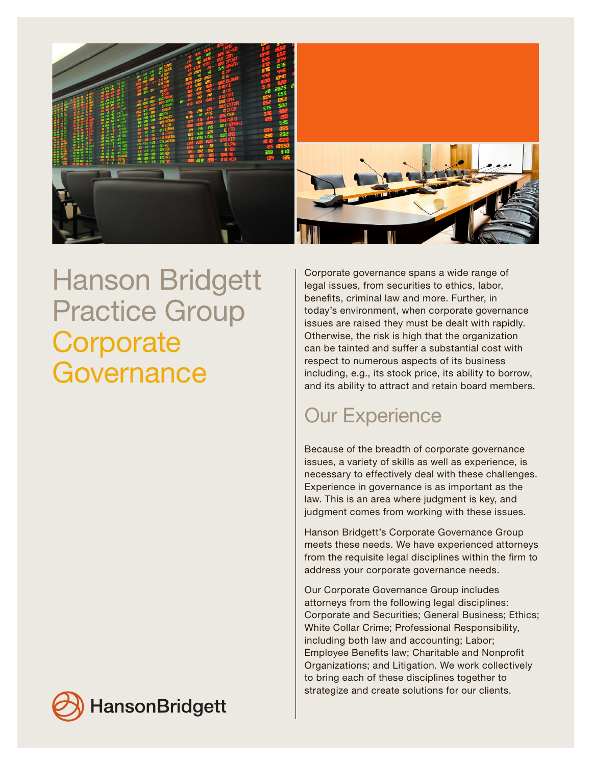# Hanson Bridgett Practice Group Corporate Governance

Corporate governance spans a wide range of legal issues, from securities to ethics, labor, benefits, criminal law and more. Further, in today's environment, when corporate governance issues are raised they must be dealt with rapidly. Otherwise, the risk is high that the organization can be tainted and suffer a substantial cost with respect to numerous aspects of its business including, e.g., its stock price, its ability to borrow, and its ability to attract and retain board members.

## Our Experience

Because of the breadth of corporate governance issues, a variety of skills as well as experience, is necessary to effectively deal with these challenges. Experience in governance is as important as the law. This is an area where judgment is key, and judgment comes from working with these issues.

Hanson Bridgett's Corporate Governance Group meets these needs. We have experienced attorneys from the requisite legal disciplines within the firm to address your corporate governance needs.

Our Corporate Governance Group includes attorneys from the following legal disciplines: Corporate and Securities; General Business; Ethics; White Collar Crime; Professional Responsibility, including both law and accounting; Labor; Employee Benefits law; Charitable and Nonprofit Organizations; and Litigation. We work collectively to bring each of these disciplines together to strategize and create solutions for our clients.

HansonBridgett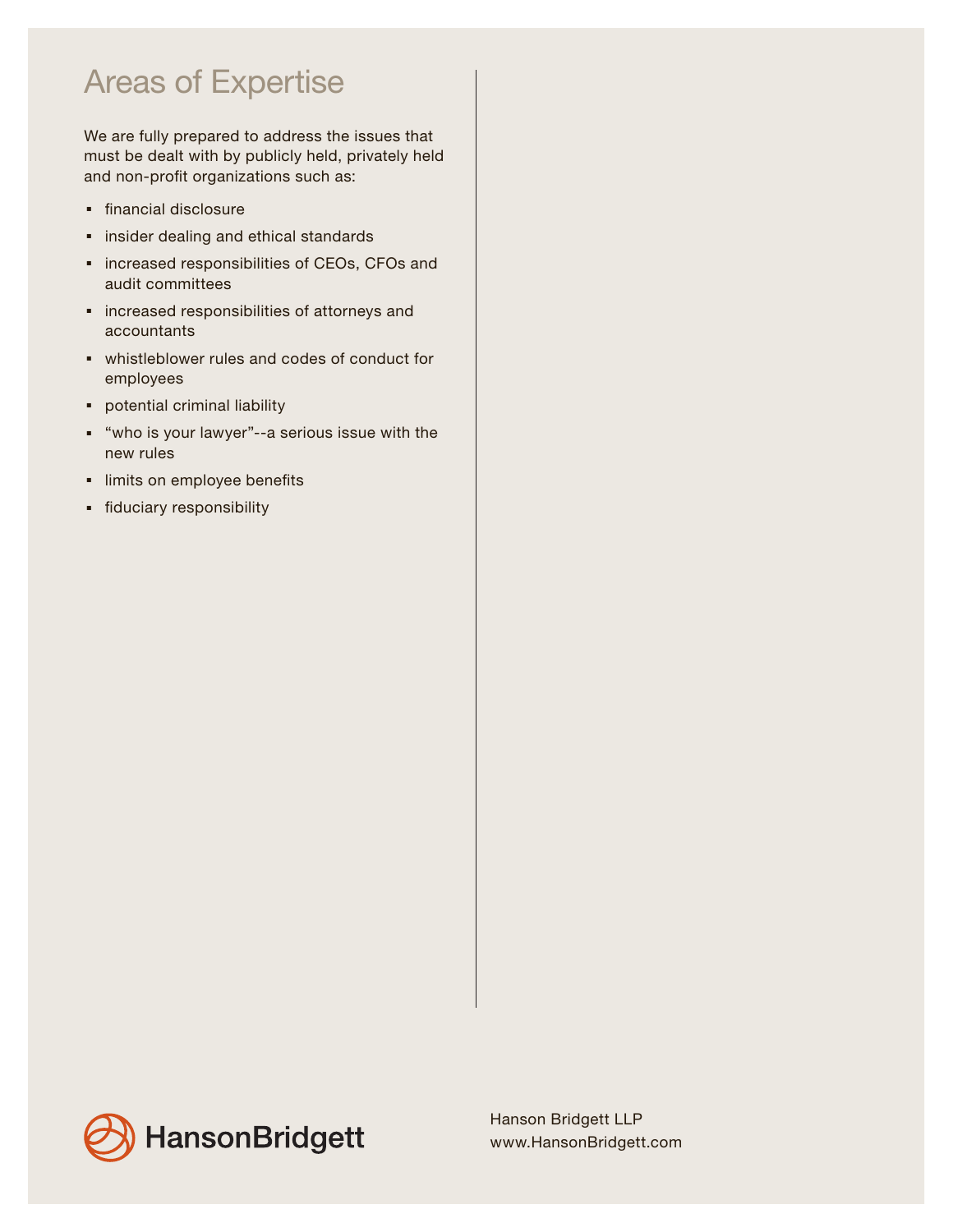# Areas of Expertise

We are fully prepared to address the issues that must be dealt with by publicly held, privately held and non-profit organizations such as:

- financial disclosure
- insider dealing and ethical standards
- increased responsibilities of CEOs, CFOs and audit committees
- increased responsibilities of attorneys and accountants
- whistleblower rules and codes of conduct for employees
- potential criminal liability
- "who is your lawyer"--a serious issue with the new rules
- limits on employee benefits
- fiduciary responsibility

HansonBridgett

Hanson Bridgett LLP
www.HansonBridgett.com